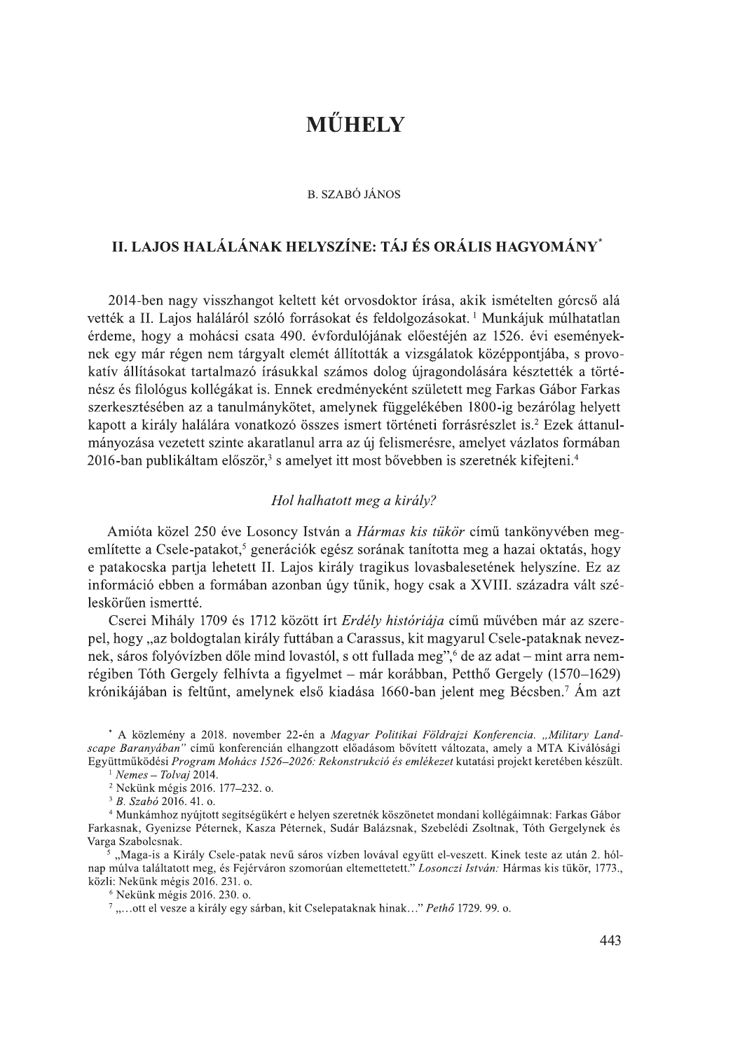# MŰHELY

B. SZABÓ JÁNOS

## II. LAJOS HALÁLÁNAK HELYSZÍNE: TÁJ ÉS ORÁLIS HAGYOMÁNY*

2014-ben nagy visszhangot keltett két orvosdoktor írása, akik ismételten górcső alá vették a II. Lajos haláláról szóló forrásokat és feldolgozásokat.[1] Munkájuk múlhatatlan érdeme, hogy a mohácsi csata 490. évfordulójának előestéjén az 1526. évi események­nek egy már régen nem tárgyalt elemét állították a vizsgálatok középpontjába, s provo­katív állításokat tartalmazó írásukkal számos dolog újragondolására késztették a törté­nész és filológus kollégákat is. Ennek eredményeként született meg Farkas Gábor Farkas szerkesztésében az a tanulmánykötet, amelynek függelékében 1800-ig bezárólag helyet kapott a király halálára vonatkozó összes ismert történeti forrásrészlet is.[2] Ezek áttanul­mányozása vezetett szinte akaratlanul arra az új felismerésre, amelyet vázlatos formában 2016-ban publikáltam először,[3] s amelyet itt most bővebben is szeretnék kifejteni.[4]

### *Hol halhatott meg a király?*

Amióta közel 250 éve Losoncy István a *Hármas kis tükör* című tankönyvében meg­említette a Csele-patakot,[5] generációk egész sorának tanította meg a hazai oktatás, hogy e patakocska partja lehetett II. Lajos király tragikus lovasbalesetének helyszíne. Ez az információ ebben a formában azonban úgy tűnik, hogy csak a XVIII. századra vált szé­leskörűen ismertté.

Cserei Mihály 1709 és 1712 között írt *Erdély históriája* című művében már az szere­pel, hogy „az boldogtalan király futtában a Carassus, kit magyarul Csele-pataknak nevez­nek, sáros folyóvízben dőle mind lovastól, s ott fullada meg",[6] de az adat – mint arra nem­régiben Tóth Gergely felhívta a figyelmet – már korábban, Petthő Gergely (1570–1629) krónikájában is feltűnt, amelynek első kiadása 1660-ban jelent meg Bécsben.[7] Ám azt

---

* A közlemény a 2018. november 22-én a *Magyar Politikai Földrajzi Konferencia. „Military Land­scape Baranyában"* című konferencián elhangzott előadásom bővített változata, amely a MTA Kiválósági Együttműködési *Program Mohács 1526–2026: Rekonstrukció és emlékezet* kutatási projekt keretében készült.

[1] *Nemes – Tolvaj* 2014.

[2] Nekünk mégis 2016. 177–232. o.

[3] *B. Szabó* 2016. 41. o.

[4] Munkámhoz nyújtott segítségükért e helyen szeretnék köszönetet mondani kollégáimnak: Farkas Gábor Farkasnak, Gyenizse Péternek, Kasza Péternek, Sudár Balázsnak, Szebelédi Zsoltnak, Tóth Gergelynek és Varga Szabolcsnak.

[5] „Maga-is a Király Csele-patak nevű sáros vízben lovával együtt el-veszett. Kinek teste az után 2. hól­nap múlva találtatott meg, és Fejérváron szomorúan eltemettetett." *Losonczi István:* Hármas kis tükör, 1773., közli: Nekünk mégis 2016. 231. o.

[6] Nekünk mégis 2016. 230. o.

[7] „…ott el vesze a király egy sárban, kit Cselepataknak hinak…" *Pethő* 1729. 99. o.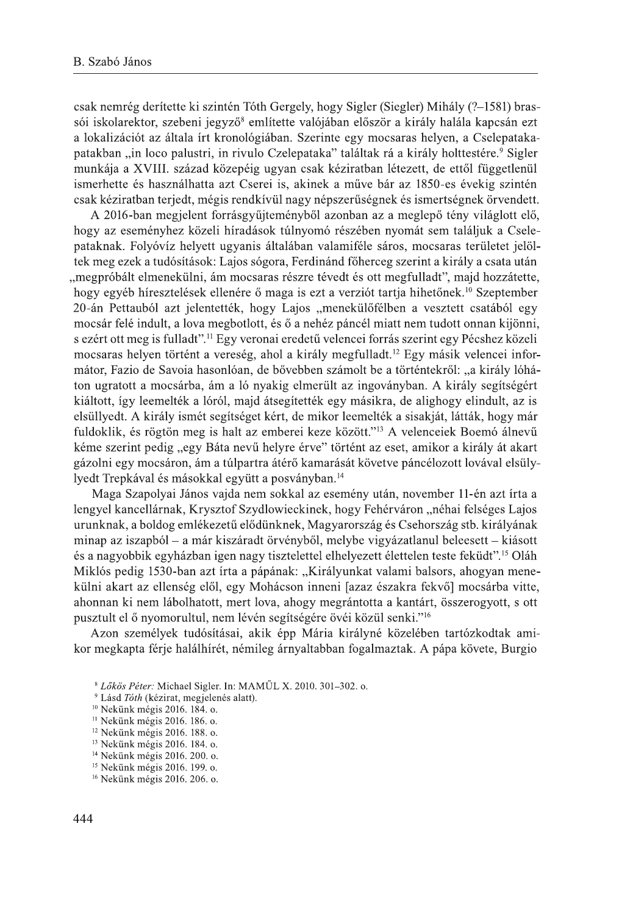csak nemrég derítette ki szintén Tóth Gergely, hogy Sigler (Siegler) Mihály (?–1581) brassói iskolarektor, szebeni jegyző[8] említette valójában először a király halála kapcsán ezt a lokalizációt az általa írt kronológiában. Szerinte egy mocsaras helyen, a Cselepatakapatakban „in loco palustri, in rivulo Czelepataka" találtak rá a király holttestére.[9] Sigler munkája a XVIII. század közepéig ugyan csak kéziratban létezett, de ettől függetlenül ismerhette és használhatta azt Cserei is, akinek a műve bár az 1850-es évekig szintén csak kéziratban terjedt, mégis rendkívül nagy népszerűségnek és ismertségnek örvendett.

A 2016-ban megjelent forrásgyűjteményből azonban az a meglepő tény világlott elő, hogy az eseményhez közeli híradások túlnyomó részében nyomát sem találjuk a Cselepataknak. Folyóvíz helyett ugyanis általában valamiféle sáros, mocsaras területet jelöltek meg ezek a tudósítások: Lajos sógora, Ferdinánd főherceg szerint a király a csata után „megpróbált elmenekülni, ám mocsaras részre tévedt és ott megfulladt", majd hozzátette, hogy egyéb híresztelések ellenére ő maga is ezt a verziót tartja hihetőnek.[10] Szeptember 20-án Pettauból azt jelentették, hogy Lajos „menekülőfélben a vesztett csatából egy mocsár felé indult, a lova megbotlott, és ő a nehéz páncél miatt nem tudott onnan kijönni, s ezért ott meg is fulladt".[11] Egy veronai eredetű velencei forrás szerint egy Pécshez közeli mocsaras helyen történt a vereség, ahol a király megfulladt.[12] Egy másik velencei informátor, Fazio de Savoia hasonlóan, de bővebben számolt be a történtekről: „a király lóháton ugratott a mocsárba, ám a ló nyakig elmerült az ingoványban. A király segítségért kiáltott, így leemelték a lóról, majd átsegítették egy másikra, de alighogy elindult, az is elsüllyedt. A király ismét segítséget kért, de mikor leemelték a sisakját, látták, hogy már fuldoklik, és rögtön meg is halt az emberei keze között."[13] A velenceiek Boemó álnevű kéme szerint pedig „egy Báta nevű helyre érve" történt az eset, amikor a király át akart gázolni egy mocsáron, ám a túlpartra átérő kamarását követve páncélozott lovával elsüllyedt Trepkával és másokkal együtt a posványban.[14]

Maga Szapolyai János vajda nem sokkal az esemény után, november 11-én azt írta a lengyel kancellárnak, Krysztof Szydlowieckinek, hogy Fehérváron „néhai felséges Lajos urunknak, a boldog emlékezetű elődünknek, Magyarország és Csehország stb. királyának minap az iszapból – a már kiszáradt örvényből, melybe vigyázatlanul beleesett – kiásott és a nagyobbik egyházban igen nagy tisztelettel elhelyezett élettelen teste feküdt".[15] Oláh Miklós pedig 1530-ban azt írta a pápának: „Királyunkat valami balsors, ahogyan menekülni akart az ellenség elől, egy Mohácson inneni [azaz északra fekvő] mocsárba vitte, ahonnan ki nem lábolhatott, mert lova, ahogy megrántotta a kantárt, összerogyott, s ott pusztult el ő nyomorultul, nem lévén segítségére övéi közül senki."[16]

Azon személyek tudósításai, akik épp Mária királyné közelében tartózkodtak amikor megkapta férje halálhírét, némileg árnyaltabban fogalmaztak. A pápa követe, Burgio

[8] *Lőkös Péter:* Michael Sigler. In: MAMŰL X. 2010. 301–302. o.

[9] Lásd *Tóth* (kézirat, megjelenés alatt).

[10] Nekünk mégis 2016. 184. o.

[11] Nekünk mégis 2016. 186. o.

[12] Nekünk mégis 2016. 188. o.

[13] Nekünk mégis 2016. 184. o.

[14] Nekünk mégis 2016. 200. o.

[15] Nekünk mégis 2016. 199. o.

[16] Nekünk mégis 2016. 206. o.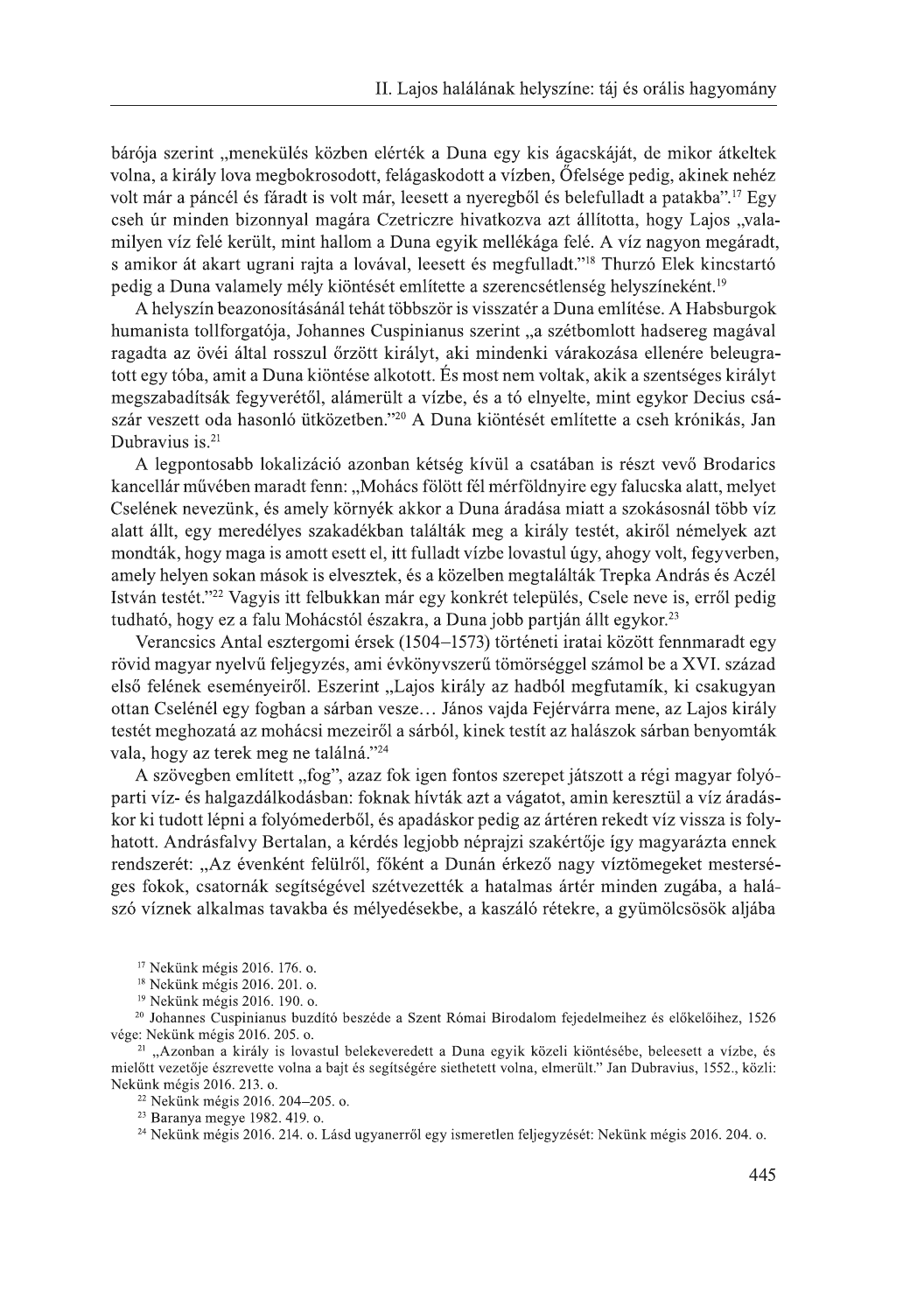bárója szerint „menekülés közben elérték a Duna egy kis ágacskáját, de mikor átkeltek volna, a király lova megbokrosodott, felágaskodott a vízben, Őfelsége pedig, akinek nehéz volt már a páncél és fáradt is volt már, leesett a nyeregből és belefulladt a patakba”.[17] Egy cseh úr minden bizonnyal magára Czetriczre hivatkozva azt állította, hogy Lajos „valamilyen víz felé került, mint hallom a Duna egyik mellékága felé. A víz nagyon megáradt, s amikor át akart ugrani rajta a lovával, leesett és megfulladt.”[18] Thurzó Elek kincstartó pedig a Duna valamely mély kiöntését említette a szerencsétlenség helyszíneként.[19]

A helyszín beazonosításánál tehát többször is visszatér a Duna említése. A Habsburgok humanista tollforgatója, Johannes Cuspinianus szerint „a szétbomlott hadsereg magával ragadta az övéi által rosszul őrzött királyt, aki mindenki várakozása ellenére beleugratott egy tóba, amit a Duna kiöntése alkotott. És most nem voltak, akik a szentséges királyt megszabadítsák fegyverétől, alámerült a vízbe, és a tó elnyelte, mint egykor Decius császár veszett oda hasonló ütközetben.”[20] A Duna kiöntését említette a cseh krónikás, Jan Dubravius is.[21]

A legpontosabb lokalizáció azonban kétség kívül a csatában is részt vevő Brodarics kancellár művében maradt fenn: „Mohács fölött fél mérföldnyire egy falucska alatt, melyet Cselének nevezünk, és amely környék akkor a Duna áradása miatt a szokásosnál több víz alatt állt, egy meredélyes szakadékban találták meg a király testét, akiről némelyek azt mondták, hogy maga is amott esett el, itt fulladt vízbe lovastul úgy, ahogy volt, fegyverben, amely helyen sokan mások is elvesztek, és a közelben megtalálták Trepka András és Aczél István testét.”[22] Vagyis itt felbukkan már egy konkrét település, Csele neve is, erről pedig tudható, hogy ez a falu Mohácstól északra, a Duna jobb partján állt egykor.[23]

Verancsics Antal esztergomi érsek (1504–1573) történeti iratai között fennmaradt egy rövid magyar nyelvű feljegyzés, ami évkönyvszerű tömörséggel számol be a XVI. század első felének eseményeiről. Eszerint „Lajos király az hadból megfutamík, ki csakugyan ottan Cselénél egy fogban a sárban vesze… János vajda Fejérvárra mene, az Lajos király testét meghozatá az mohácsi mezeiről a sárból, kinek testít az halászok sárban benyomták vala, hogy az terek meg ne találná.”[24]

A szövegben említett „fog”, azaz fok igen fontos szerepet játszott a régi magyar folyóparti víz- és halgazdálkodásban: foknak hívták azt a vágatot, amin keresztül a víz áradáskor ki tudott lépni a folyómederből, és apadáskor pedig az ártéren rekedt víz vissza is folyhatott. Andrásfalvy Bertalan, a kérdés legjobb néprajzi szakértője így magyarázta ennek rendszerét: „Az évenként felülről, főként a Dunán érkező nagy víztömegeket mesterséges fokok, csatornák segítségével szétvezették a hatalmas ártér minden zugába, a halászó víznek alkalmas tavakba és mélyedésekbe, a kaszáló rétekre, a gyümölcsösök aljába

[17] Nekünk mégis 2016. 176. o.

[18] Nekünk mégis 2016. 201. o.

[19] Nekünk mégis 2016. 190. o.

[20] Johannes Cuspinianus buzdító beszéde a Szent Római Birodalom fejedelmeihez és előkelőihez, 1526 vége: Nekünk mégis 2016. 205. o.

[21] „Azonban a király is lovastul belekeveredett a Duna egyik közeli kiöntésébe, beleesett a vízbe, és mielőtt vezetője észrevette volna a bajt és segítségére siethetett volna, elmerült.” Jan Dubravius, 1552., közli: Nekünk mégis 2016. 213. o.

[22] Nekünk mégis 2016. 204–205. o.

[23] Baranya megye 1982. 419. o.

[24] Nekünk mégis 2016. 214. o. Lásd ugyanerről egy ismeretlen feljegyzését: Nekünk mégis 2016. 204. o.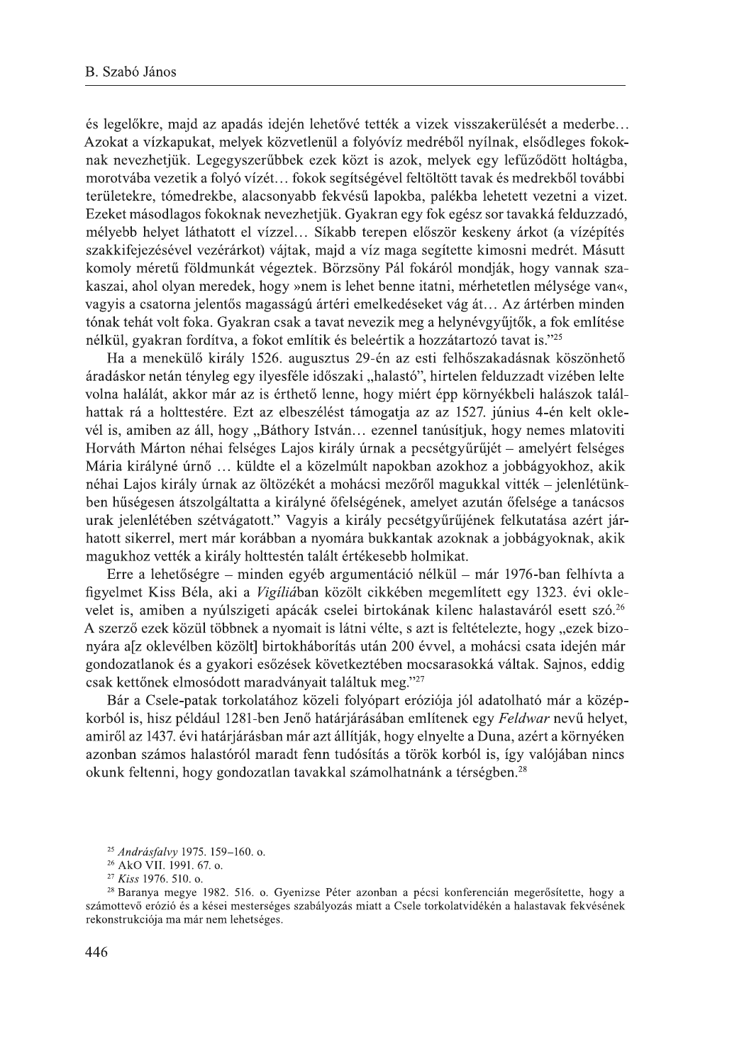és legelőkre, majd az apadás idején lehetővé tették a vizek visszakerülését a mederbe… Azokat a vízkapukat, melyek közvetlenül a folyóvíz medréből nyílnak, elsődleges fokoknak nevezhetjük. Legegyszerűbbek ezek közt is azok, melyek egy lefűződött holtágba, morotvába vezetik a folyó vízét… fokok segítségével feltöltött tavak és medrekből további területekre, tómedrekbe, alacsonyabb fekvésű lapokba, palékba lehetett vezetni a vizet. Ezeket másodlagos fokoknak nevezhetjük. Gyakran egy fok egész sor tavakká felduzzadó, mélyebb helyet láthatott el vízzel… Síkabb terepen először keskeny árkot (a vízépítés szakkifejezésével vezérárkot) vájtak, majd a víz maga segítette kimosni medrét. Másutt komoly méretű földmunkát végeztek. Börzsöny Pál fokáról mondják, hogy vannak szakaszai, ahol olyan meredek, hogy »nem is lehet benne itatni, mérhetetlen mélysége van«, vagyis a csatorna jelentős magasságú ártéri emelkedéseket vág át… Az ártérben minden tónak tehát volt foka. Gyakran csak a tavat nevezik meg a helynévgyűjtők, a fok említése nélkül, gyakran fordítva, a fokot említik és beleértik a hozzátartozó tavat is."[25]

Ha a menekülő király 1526. augusztus 29-én az esti felhőszakadásnak köszönhető áradáskor netán tényleg egy ilyesféle időszaki „halastó", hirtelen felduzzadt vizében lelte volna halálát, akkor már az is érthető lenne, hogy miért épp környékbeli halászok találhattak rá a holttestére. Ezt az elbeszélést támogatja az az 1527. június 4-én kelt oklevél is, amiben az áll, hogy „Báthory István… ezennel tanúsítjuk, hogy nemes mlatoviti Horváth Márton néhai felséges Lajos király úrnak a pecsétgyűrűjét – amelyért felséges Mária királyné úrnő … küldte el a közelmúlt napokban azokhoz a jobbágyokhoz, akik néhai Lajos király úrnak az öltözékét a mohácsi mezőről magukkal vitték – jelenlétünkben hűségesen átszolgáltatta a királyné őfelségének, amelyet azután őfelsége a tanácsos urak jelenlétében szétvágatott." Vagyis a király pecsétgyűrűjének felkutatása azért járhatott sikerrel, mert már korábban a nyomára bukkantak azoknak a jobbágyoknak, akik magukhoz vették a király holttestén talált értékesebb holmikat.

Erre a lehetőségre – minden egyéb argumentáció nélkül – már 1976-ban felhívta a figyelmet Kiss Béla, aki a *Vigíliá*ban közölt cikkében megemlített egy 1323. évi oklevelet is, amiben a nyúlszigeti apácák cselei birtokának kilenc halastaváról esett szó.[26] A szerző ezek közül többnek a nyomait is látni vélte, s azt is feltételezte, hogy „ezek bizonyára a[z oklevélben közölt] birtokháborítás után 200 évvel, a mohácsi csata idején már gondozatlanok és a gyakori esőzések következtében mocsarasokká váltak. Sajnos, eddig csak kettőnek elmosódott maradványait találtuk meg."[27]

Bár a Csele-patak torkolatához közeli folyópart eróziója jól adatolható már a középkorból is, hisz például 1281-ben Jenő határjárásában említenek egy *Feldwar* nevű helyet, amiről az 1437. évi határjárásban már azt állítják, hogy elnyelte a Duna, azért a környéken azonban számos halastóról maradt fenn tudósítás a török korból is, így valójában nincs okunk feltenni, hogy gondozatlan tavakkal számolhatnánk a térségben.[28]

---

[25] *Andrásfalvy* 1975. 159–160. o.

[26] AkO VII. 1991. 67. o.

[27] *Kiss* 1976. 510. o.

[28] Baranya megye 1982. 516. o. Gyenizse Péter azonban a pécsi konferencián megerősítette, hogy a számottevő erózió és a kései mesterséges szabályozás miatt a Csele torkolatvidékén a halastavak fekvésének rekonstrukciója ma már nem lehetséges.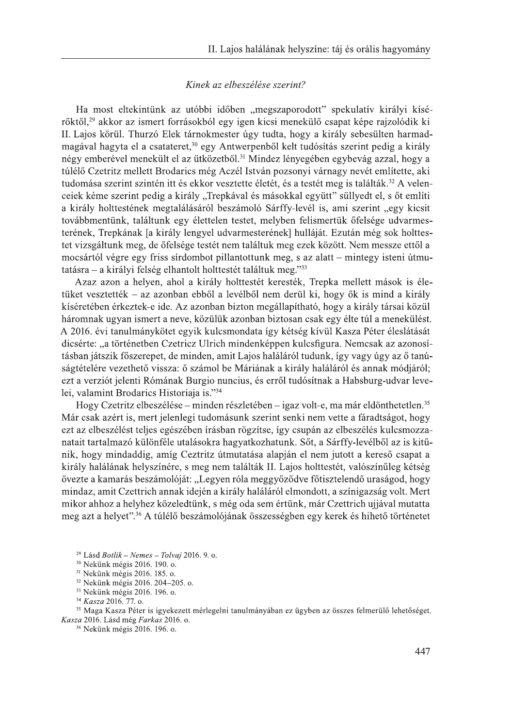### *Kinek az elbeszélése szerint?*

Ha most eltekintünk az utóbbi időben „megszaporodott" spekulatív királyi kísérőktől,[29] akkor az ismert forrásokból egy igen kicsi menekülő csapat képe rajzolódik ki II. Lajos körül. Thurzó Elek tárnokmester úgy tudta, hogy a király sebesülten harmadmagával hagyta el a csatateret,[30] egy Antwerpenből kelt tudósítás szerint pedig a király négy emberével menekült el az ütközetből.[31] Mindez lényegében egybevág azzal, hogy a túlélő Czetritz mellett Brodarics még Aczél István pozsonyi várnagy nevét említette, aki tudomása szerint szintén itt és ekkor vesztette életét, és a testét meg is találták.[32] A velenceiek kéme szerint pedig a király „Trepkával és másokkal együtt" süllyedt el, s őt említi a király holttestének megtalálásáról beszámoló Sárffy-levél is, ami szerint „egy kicsit továbbmentünk, találtunk egy élettelen testet, melyben felismertük őfelsége udvarmesterének, Trepkának [a király lengyel udvarmesterének] hulláját. Ezután még sok holttestet vizsgáltunk meg, de őfelsége testét nem találtuk meg ezek között. Nem messze ettől a mocsártól végre egy friss sírdombot pillantottunk meg, s az alatt – mintegy isteni útmutatásra – a királyi felség elhantolt holttestét találtuk meg."[33]

Azaz azon a helyen, ahol a király holttestét keresték, Trepka mellett mások is életüket vesztették – az azonban ebből a levélből nem derül ki, hogy ők is mind a király kíséretében érkeztek-e ide. Az azonban bizton megállapítható, hogy a király társai közül háromnak ugyan ismert a neve, közülük azonban biztosan csak egy élte túl a menekülést. A 2016. évi tanulmánykötet egyik kulcsmondata így kétség kívül Kasza Péter éleslátását dicsérte: „a történetben Czetricz Ulrich mindenképpen kulcsfigura. Nemcsak az azonosításban játszik főszerepet, de minden, amit Lajos haláláról tudunk, így vagy úgy az ő tanúságtételére vezethető vissza: ő számol be Máriának a király haláláról és annak módjáról; ezt a verziót jelenti Rómának Burgio nuncius, és erről tudósítanak a Habsburg-udvar levelei, valamint Brodarics Historiaja is."[34]

Hogy Czetritz elbeszélése – minden részletében – igaz volt-e, ma már eldönthetetlen.[35] Már csak azért is, mert jelenlegi tudomásunk szerint senki nem vette a fáradtságot, hogy ezt az elbeszélést teljes egészében írásban rögzítse, így csupán az elbeszélés kulcsmozzanatait tartalmazó különféle utalásokra hagyatkozhatunk. Sőt, a Sárffy-levélből az is kitűnik, hogy mindaddig, amíg Ceztritz útmutatása alapján el nem jutott a kereső csapat a király halálának helyszínére, s meg nem találták II. Lajos holttestét, valószínűleg kétség övezte a kamarás beszámolóját: „Legyen róla meggyőződve főtisztelendő uraságod, hogy mindaz, amit Czettrich annak idején a király haláláról elmondott, a színigazság volt. Mert mikor ahhoz a helyhez közeledtünk, s még oda sem értünk, már Czettrich ujjával mutatta meg azt a helyet".[36] A túlélő beszámolójának összességben egy kerek és hihető történetet

---

[29] Lásd *Botlik – Nemes – Tolvaj* 2016. 9. o.

[30] Nekünk mégis 2016. 190. o.

[31] Nekünk mégis 2016. 185. o.

[32] Nekünk mégis 2016. 204–205. o.

[33] Nekünk mégis 2016. 196. o.

[34] *Kasza* 2016. 77. o.

[35] Maga Kasza Péter is igyekezett mérlegelni tanulmányában ez ügyben az összes felmerülő lehetőséget. *Kasza* 2016. Lásd még *Farkas* 2016. o.

[36] Nekünk mégis 2016. 196. o.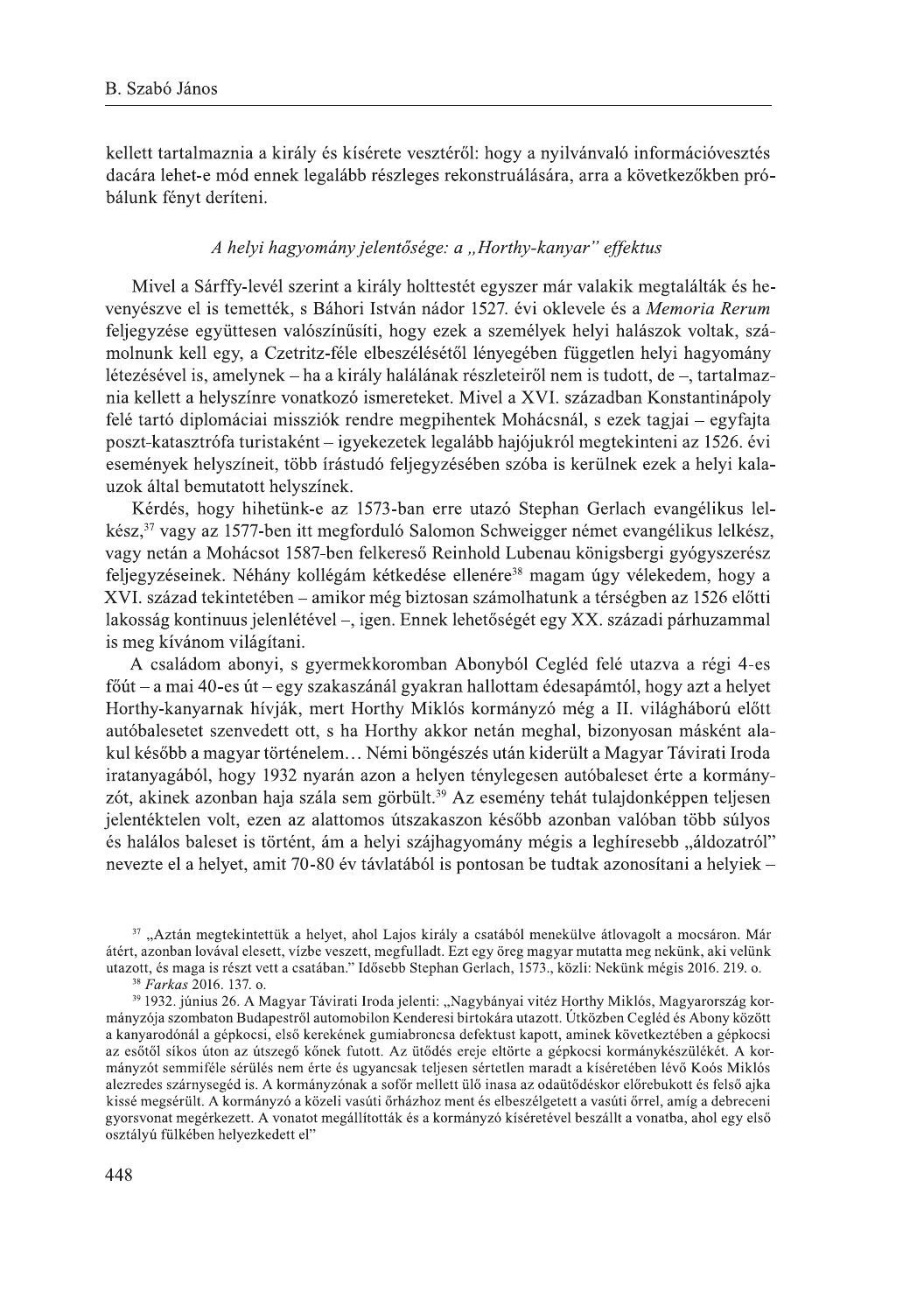kellett tartalmaznia a király és kísérete vesztéről: hogy a nyilvánvaló információvesztés dacára lehet-e mód ennek legalább részleges rekonstruálására, arra a következőkben próbálunk fényt deríteni.

### *A helyi hagyomány jelentősége: a „Horthy-kanyar" effektus*

Mivel a Sárffy-levél szerint a király holttestét egyszer már valakik megtalálták és hevenyészve el is temették, s Báhori István nádor 1527. évi oklevele és a *Memoria Rerum* feljegyzése együttesen valószínűsíti, hogy ezek a személyek helyi halászok voltak, számolnunk kell egy, a Czetritz-féle elbeszélésétől lényegében független helyi hagyomány létezésével is, amelynek – ha a király halálának részleteiről nem is tudott, de –, tartalmaznia kellett a helyszínre vonatkozó ismereteket. Mivel a XVI. században Konstantinápoly felé tartó diplomáciai missziók rendre megpihentek Mohácsnál, s ezek tagjai – egyfajta poszt-katasztrófa turistaként – igyekezetek legalább hajójukról megtekinteni az 1526. évi események helyszíneit, több írástudó feljegyzésében szóba is kerülnek ezek a helyi kalauzok által bemutatott helyszínek.

Kérdés, hogy hihetünk-e az 1573-ban erre utazó Stephan Gerlach evangélikus lelkész,[37] vagy az 1577-ben itt megforduló Salomon Schweigger német evangélikus lelkész, vagy netán a Mohácsot 1587-ben felkereső Reinhold Lubenau königsbergi gyógyszerész feljegyzéseinek. Néhány kollégám kétkedése ellenére[38] magam úgy vélekedem, hogy a XVI. század tekintetében – amikor még biztosan számolhatunk a térségben az 1526 előtti lakosság kontinuus jelenlétével –, igen. Ennek lehetőségét egy XX. századi párhuzammal is meg kívánom világítani.

A családom abonyi, s gyermekkoromban Abonyból Cegléd felé utazva a régi 4-es főút – a mai 40-es út – egy szakaszánál gyakran hallottam édesapámtól, hogy azt a helyet Horthy-kanyarnak hívják, mert Horthy Miklós kormányzó még a II. világháború előtt autóbalesetet szenvedett ott, s ha Horthy akkor netán meghal, bizonyosan másként alakul később a magyar történelem… Némi böngészés után kiderült a Magyar Távirati Iroda iratanyagából, hogy 1932 nyarán azon a helyen ténylegesen autóbaleset érte a kormányzót, akinek azonban haja szála sem görbült.[39] Az esemény tehát tulajdonképpen teljesen jelentéktelen volt, ezen az alattomos útszakaszon később azonban valóban több súlyos és halálos baleset is történt, ám a helyi szájhagyomány mégis a leghíresebb „áldozatról" nevezte el a helyet, amit 70-80 év távlatából is pontosan be tudtak azonosítani a helyiek –

---

[37] „Aztán megtekintettük a helyet, ahol Lajos király a csatából menekülve átlovagolt a mocsáron. Már átért, azonban lovával elesett, vízbe veszett, megfulladt. Ezt egy öreg magyar mutatta meg nekünk, aki velünk utazott, és maga is részt vett a csatában." Idősebb Stephan Gerlach, 1573., közli: Nekünk mégis 2016. 219. o.

[38] *Farkas* 2016. 137. o.

[39] 1932. június 26. A Magyar Távirati Iroda jelenti: „Nagybányai vitéz Horthy Miklós, Magyarország kormányzója szombaton Budapestről automobilon Kenderesi birtokára utazott. Útközben Cegléd és Abony között a kanyarodónál a gépkocsi, első kerekének gumiabroncsa defektust kapott, aminek következtében a gépkocsi az esőtől síkos úton az útszegő kőnek futott. Az ütődés ereje eltörte a gépkocsi kormánykészülékét. A kormányzót semmiféle sérülés nem érte és ugyancsak teljesen sértetlen maradt a kíséretében lévő Koós Miklós alezredes szárnysegéd is. A kormányzónak a soför mellett ülő inasa az odaütődéskor előrebukott és felső ajka kissé megsérült. A kormányzó a közeli vasúti őrházhoz ment és elbeszélgetett a vasúti őrrel, amíg a debreceni gyorsvonat megérkezett. A vonatot megállították és a kormányzó kíséretével beszállt a vonatba, ahol egy első osztályú fülkében helyezkedett el"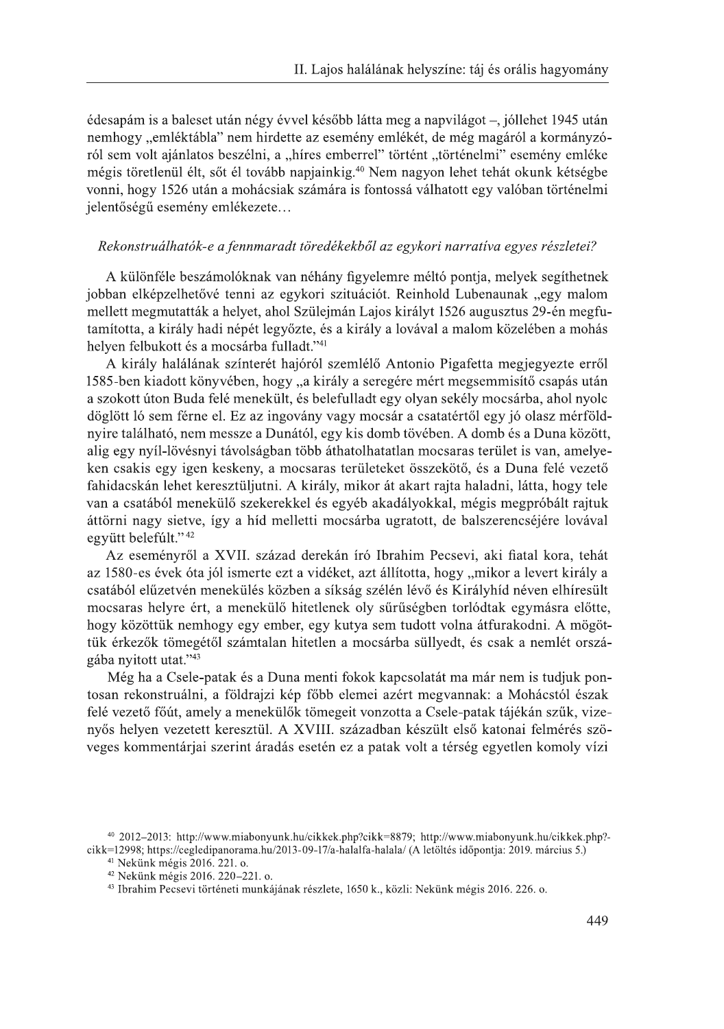édesapám is a baleset után négy évvel később látta meg a napvilágot –, jóllehet 1945 után nemhogy „emléktábla" nem hirdette az esemény emlékét, de még magáról a kormányzóról sem volt ajánlatos beszélni, a „híres emberrel" történt „történelmi" esemény emléke mégis töretlenül élt, sőt él tovább napjainkig.[40] Nem nagyon lehet tehát okunk kétségbe vonni, hogy 1526 után a mohácsiak számára is fontossá válhatott egy valóban történelmi jelentőségű esemény emlékezete…

*Rekonstruálhatók-e a fennmaradt töredékekből az egykori narratíva egyes részletei?*

A különféle beszámolóknak van néhány figyelemre méltó pontja, melyek segíthetnek jobban elképzelhetővé tenni az egykori szituációt. Reinhold Lubenaunak „egy malom mellett megmutatták a helyet, ahol Szülejmán Lajos királyt 1526 augusztus 29-én megfutamította, a király hadi népét legyőzte, és a király a lovával a malom közelében a mohás helyen felbukott és a mocsárba fulladt."[41]

A király halálának színterét hajóról szemlélő Antonio Pigafetta megjegyezte erről 1585-ben kiadott könyvében, hogy „a király a seregére mért megsemmisítő csapás után a szokott úton Buda felé menekült, és belefulladt egy olyan sekély mocsárba, ahol nyolc döglött ló sem férne el. Ez az ingovány vagy mocsár a csatatértől egy jó olasz mérföldnyire található, nem messze a Dunától, egy kis domb tövében. A domb és a Duna között, alig egy nyíl-lövésnyi távolságban több áthatolhatatlan mocsaras terület is van, amelyeken csakis egy igen keskeny, a mocsaras területeket összekötő, és a Duna felé vezető fahidacskán lehet keresztüljutni. A király, mikor át akart rajta haladni, látta, hogy tele van a csatából menekülő szekerekkel és egyéb akadályokkal, mégis megpróbált rajtuk áttörni nagy sietve, így a híd melletti mocsárba ugratott, de balszerencséjére lovával együtt belefúlt."[42]

Az eseményről a XVII. század derekán író Ibrahim Pecsevi, aki fiatal kora, tehát az 1580-es évek óta jól ismerte ezt a vidéket, azt állította, hogy „mikor a levert király a csatából elűzetvén menekülés közben a síkság szélén lévő és Királyhíd néven elhíresült mocsaras helyre ért, a menekülő hitetlenek oly sűrűségben torlódtak egymásra előtte, hogy közöttük nemhogy egy ember, egy kutya sem tudott volna átfurakodni. A mögöttük érkezők tömegétől számtalan hitetlen a mocsárba süllyedt, és csak a nemlét országába nyitott utat."[43]

Még ha a Csele-patak és a Duna menti fokok kapcsolatát ma már nem is tudjuk pontosan rekonstruálni, a földrajzi kép főbb elemei azért megvannak: a Mohácstól észak felé vezető főút, amely a menekülők tömegeit vonzotta a Csele-patak tájékán szűk, vizenyős helyen vezetett keresztül. A XVIII. században készült első katonai felmérés szöveges kommentárjai szerint áradás esetén ez a patak volt a térség egyetlen komoly vízi

---

[40] 2012–2013: http://www.miabonyunk.hu/cikkek.php?cikk=8879; http://www.miabonyunk.hu/cikkek.php?cikk=12998; https://cegledipanorama.hu/2013-09-17/a-halalfa-halala/ (A letöltés időpontja: 2019. március 5.)

[41] Nekünk mégis 2016. 221. o.

[42] Nekünk mégis 2016. 220–221. o.

[43] Ibrahim Pecsevi történeti munkájának részlete, 1650 k., közli: Nekünk mégis 2016. 226. o.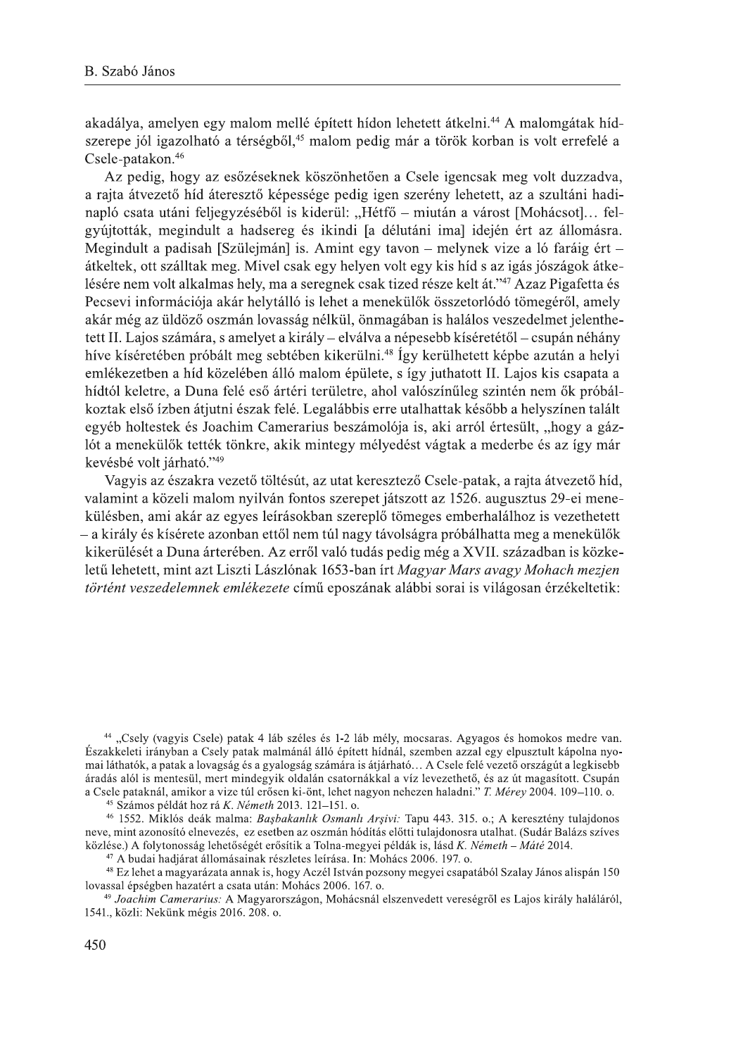akadálya, amelyen egy malom mellé épített hídon lehetett átkelni.[44] A malomgátak hídszerepe jól igazolható a térségből,[45] malom pedig már a török korban is volt errefelé a Csele-patakon.[46]

Az pedig, hogy az esőzéseknek köszönhetően a Csele igencsak meg volt duzzadva, a rajta átvezető híd áteresztő képessége pedig igen szerény lehetett, az a szultáni hadinapló csata utáni feljegyzéséből is kiderül: „Hétfő – miután a várost [Mohácsot]… felgyújtották, megindult a hadsereg és ikindi [a délutáni ima] idején ért az állomásra. Megindult a padisah [Szülejmán] is. Amint egy tavon – melynek vize a ló faráig ért – átkeltek, ott szálltak meg. Mivel csak egy helyen volt egy kis híd s az igás jószágok átkelésére nem volt alkalmas hely, ma a seregnek csak tized része kelt át."[47] Azaz Pigafetta és Pecsevi információja akár helytálló is lehet a menekülők összetorlódó tömegéről, amely akár még az üldöző oszmán lovasság nélkül, önmagában is halálos veszedelmet jelenthetett II. Lajos számára, s amelyet a király – elválva a népesebb kíséretétől – csupán néhány híve kíséretében próbált meg sebtében kikerülni.[48] Így kerülhetett képbe azután a helyi emlékezetben a híd közelében álló malom épülete, s így juthatott II. Lajos kis csapata a hídtól keletre, a Duna felé eső ártéri területre, ahol valószínűleg szintén nem ők próbálkoztak első ízben átjutni észak felé. Legalábbis erre utalhattak később a helyszínen talált egyéb holtestek és Joachim Camerarius beszámolója is, aki arról értesült, „hogy a gázlót a menekülők tették tönkre, akik mintegy mélyedést vágtak a mederbe és az így már kevésbé volt járható."[49]

Vagyis az északra vezető töltésút, az utat keresztező Csele-patak, a rajta átvezető híd, valamint a közeli malom nyilván fontos szerepet játszott az 1526. augusztus 29-ei menekülésben, ami akár az egyes leírásokban szereplő tömeges emberhalálhoz is vezethetett – a király és kísérete azonban ettől nem túl nagy távolságra próbálhatta meg a menekülők kikerülését a Duna árterében. Az erről való tudás pedig még a XVII. században is közkeletű lehetett, mint azt Liszti Lászlónak 1653-ban írt *Magyar Mars avagy Mohach mezjen történt veszedelemnek emlékezete* című eposzának alábbi sorai is világosan érzékeltetik:

---

[44] „Csely (vagyis Csele) patak 4 láb széles és 1-2 láb mély, mocsaras. Agyagos és homokos medre van. Északkeleti irányban a Csely patak malmánál álló épített hídnál, szemben azzal egy elpusztult kápolna nyomai láthatók, a patak a lovasság és a gyalogság számára is átjárható… A Csele felé vezető országút a legkisebb áradás alól is mentesül, mert mindegyik oldalán csatornákkal a víz levezethető, és az út magasított. Csupán a Csele pataknál, amikor a vize túl erősen ki-önt, lehet nagyon nehezen haladni." *T. Mérey* 2004. 109–110. o.

[45] Számos példát hoz rá *K. Németh* 2013. 121–151. o.

[46] 1552. Miklós deák malma: *Başbakanlık Osmanlı Arşivi:* Tapu 443. 315. o.; A keresztény tulajdonos neve, mint azonosító elnevezés, ez esetben az oszmán hódítás előtti tulajdonosra utalhat. (Sudár Balázs szíves közlése.) A folytonosság lehetőségét erősítik a Tolna-megyei példák is, lásd *K. Németh – Máté* 2014.

[47] A budai hadjárat állomásainak részletes leírása. In: Mohács 2006. 197. o.

[48] Ez lehet a magyarázata annak is, hogy Aczél István pozsony megyei csapatából Szalay János alispán 150 lovassal épségben hazatért a csata után: Mohács 2006. 167. o.

[49] *Joachim Camerarius:* A Magyarországon, Mohácsnál elszenvedett vereségről es Lajos király haláláról, 1541., közli: Nekünk mégis 2016. 208. o.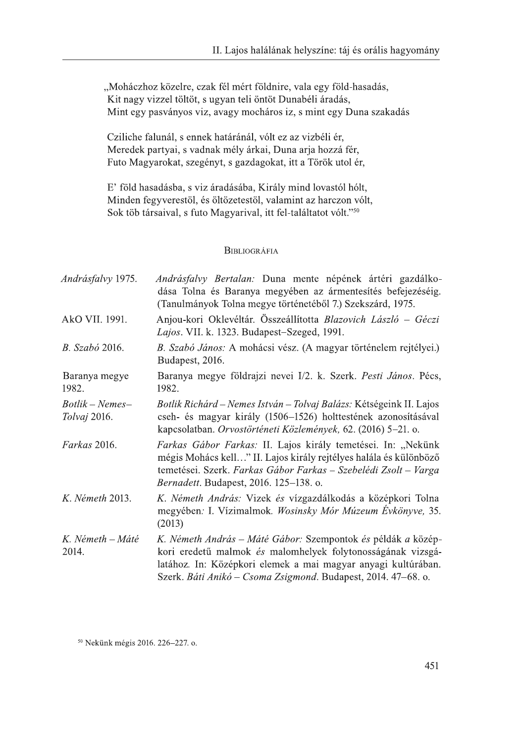„Moháczhoz közelre, czak fél mért földnire, vala egy föld-hasadás,
Kit nagy vizzel töltöt, s ugyan teli öntöt Dunabéli áradás,
Mint egy pasványos viz, avagy mocháros iz, s mint egy Duna szakadás

Cziliche falunál, s ennek határánál, vólt ez az vizbéli ér,
Meredek partyai, s vadnak mély árkai, Duna arja hozzá fér,
Futo Magyarokat, szegényt, s gazdagokat, itt a Török utol ér,

E' föld hasadásba, s viz áradásába, Király mind lovastól hólt,
Minden fegyverestöl, és öltözetestöl, valamint az harczon vólt,
Sok töb társaival, s futo Magyarival, itt fel-találtatot vólt."[50]

## Bibliográfia

| | |
|---|---|
| *Andrásfalvy* 1975. | *Andrásfalvy Bertalan:* Duna mente népének ártéri gazdálkodása Tolna és Baranya megyében az ármentesítés befejezéséig. (Tanulmányok Tolna megye történetéből 7.) Szekszárd, 1975. |
| AkO VII. 1991. | Anjou-kori Oklevéltár. Összeállította *Blazovich László – Géczi Lajos*. VII. k. 1323. Budapest–Szeged, 1991. |
| *B. Szabó* 2016. | *B. Szabó János:* A mohácsi vész. (A magyar történelem rejtélyei.) Budapest, 2016. |
| Baranya megye 1982. | Baranya megye földrajzi nevei I/2. k. Szerk. *Pesti János*. Pécs, 1982. |
| *Botlik – Nemes–Tolvaj* 2016. | *Botlik Richárd – Nemes István – Tolvaj Balázs:* Kétségeink II. Lajos cseh- és magyar király (1506–1526) holttestének azonosításával kapcsolatban. *Orvostörténeti Közlemények,* 62. (2016) 5–21. o. |
| *Farkas* 2016. | *Farkas Gábor Farkas:* II. Lajos király temetései. In: „Nekünk mégis Mohács kell…" II. Lajos király rejtélyes halála és különböző temetései. Szerk. *Farkas Gábor Farkas – Szebelédi Zsolt – Varga Bernadett*. Budapest, 2016. 125–138. o. |
| *K. Németh* 2013. | *K. Németh András:* Vizek és vízgazdálkodás a középkori Tolna megyében: I. Vízimalmok. *Wosinsky Mór Múzeum Évkönyve,* 35. (2013) |
| *K. Németh – Máté* 2014. | *K. Németh András – Máté Gábor:* Szempontok *és* példák *a* középkori eredetű malmok *és* malomhelyek folytonosságának vizsgálatához. In: Középkori elemek a mai magyar anyagi kultúrában. Szerk. *Báti Anikó – Csoma Zsigmond*. Budapest, 2014. 47–68. o. |

[50] Nekünk mégis 2016. 226–227. o.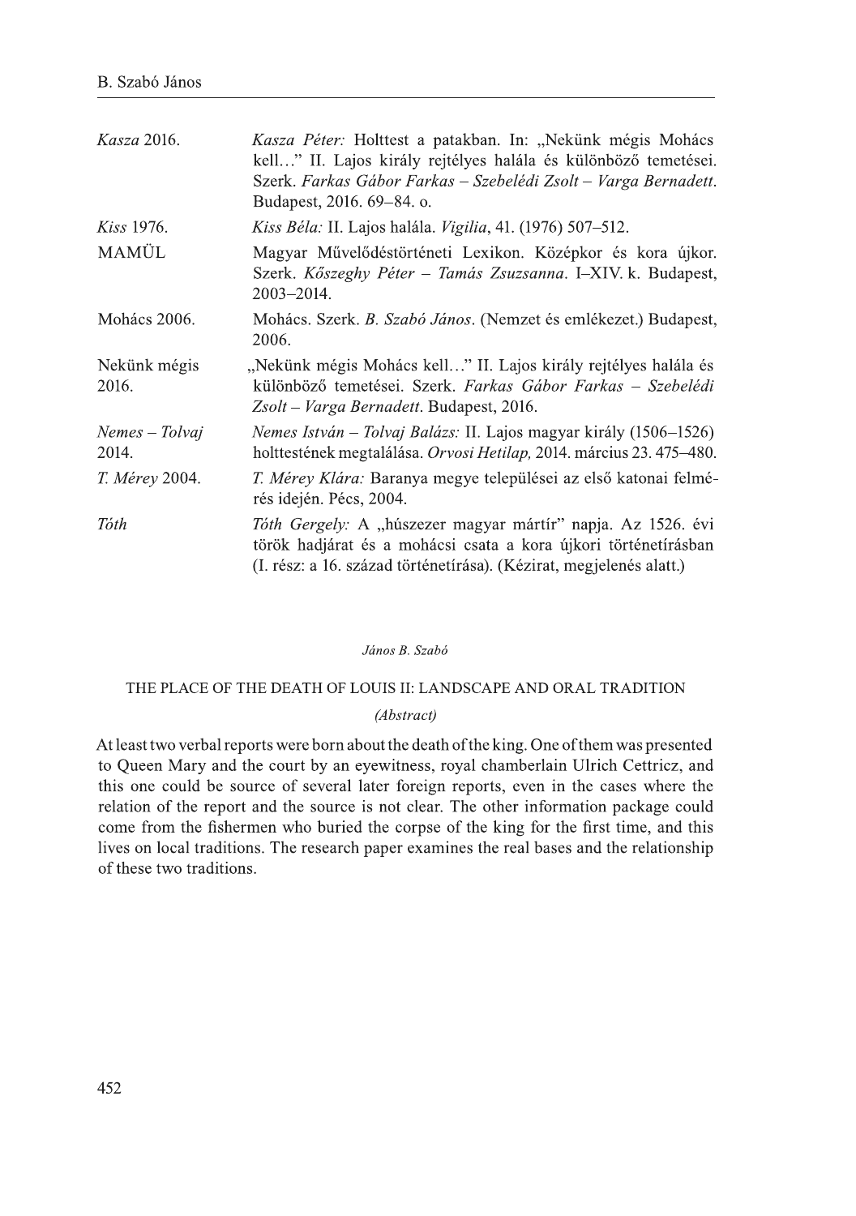| | |
|---|---|
| *Kasza* 2016. | *Kasza Péter:* Holttest a patakban. In: „Nekünk mégis Mohács kell…" II. Lajos király rejtélyes halála és különböző temetései. Szerk. *Farkas Gábor Farkas – Szebelédi Zsolt – Varga Bernadett.* Budapest, 2016. 69–84. o. |
| *Kiss* 1976. | *Kiss Béla:* II. Lajos halála. *Vigilia*, 41. (1976) 507–512. |
| MAMÜL | Magyar Művelődéstörténeti Lexikon. Középkor és kora újkor. Szerk. *Kőszeghy Péter – Tamás Zsuzsanna.* I–XIV. k. Budapest, 2003–2014. |
| Mohács 2006. | Mohács. Szerk. *B. Szabó János.* (Nemzet és emlékezet.) Budapest, 2006. |
| Nekünk mégis 2016. | „Nekünk mégis Mohács kell…" II. Lajos király rejtélyes halála és különböző temetései. Szerk. *Farkas Gábor Farkas – Szebelédi Zsolt – Varga Bernadett.* Budapest, 2016. |
| *Nemes – Tolvaj* 2014. | *Nemes István – Tolvaj Balázs:* II. Lajos magyar király (1506–1526) holttestének megtalálása. *Orvosi Hetilap,* 2014. március 23. 475–480. |
| *T. Mérey* 2004. | *T. Mérey Klára:* Baranya megye települései az első katonai felmérés idején. Pécs, 2004. |
| *Tóth* | *Tóth Gergely:* A „húszezer magyar mártír" napja. Az 1526. évi török hadjárat és a mohácsi csata a kora újkori történetírásban (I. rész: a 16. század történetírása). (Kézirat, megjelenés alatt.) |

*János B. Szabó*

## THE PLACE OF THE DEATH OF LOUIS II: LANDSCAPE AND ORAL TRADITION

*(Abstract)*

At least two verbal reports were born about the death of the king. One of them was presented to Queen Mary and the court by an eyewitness, royal chamberlain Ulrich Cettricz, and this one could be source of several later foreign reports, even in the cases where the relation of the report and the source is not clear. The other information package could come from the fishermen who buried the corpse of the king for the first time, and this lives on local traditions. The research paper examines the real bases and the relationship of these two traditions.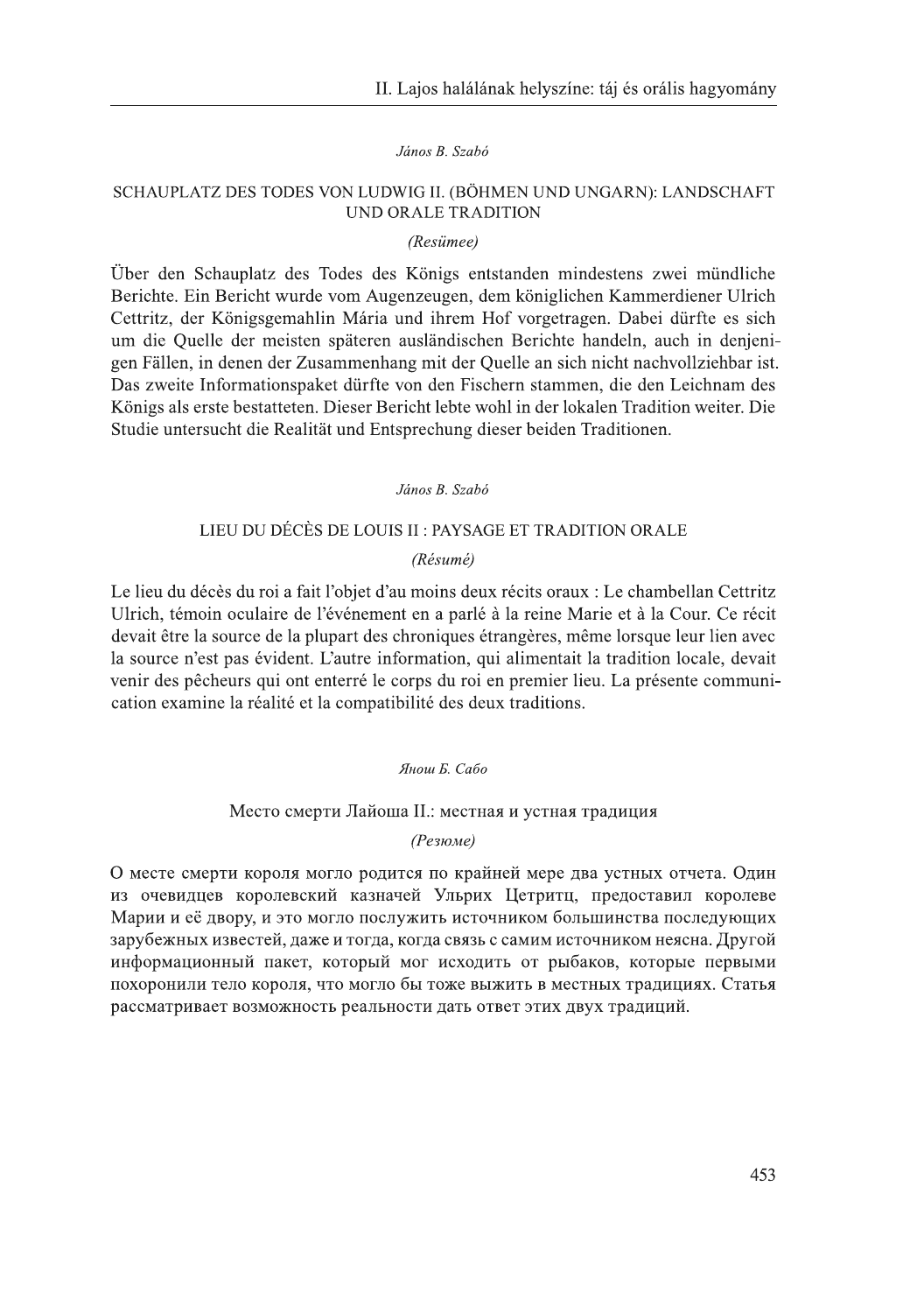*János B. Szabó*

## SCHAUPLATZ DES TODES VON LUDWIG II. (BÖHMEN UND UNGARN): LANDSCHAFT UND ORALE TRADITION

*(Resümee)*

Über den Schauplatz des Todes des Königs entstanden mindestens zwei mündliche Berichte. Ein Bericht wurde vom Augenzeugen, dem königlichen Kammerdiener Ulrich Cettritz, der Königsgemahlin Mária und ihrem Hof vorgetragen. Dabei dürfte es sich um die Quelle der meisten späteren ausländischen Berichte handeln, auch in denjenigen Fällen, in denen der Zusammenhang mit der Quelle an sich nicht nachvollziehbar ist. Das zweite Informationspaket dürfte von den Fischern stammen, die den Leichnam des Königs als erste bestatteten. Dieser Bericht lebte wohl in der lokalen Tradition weiter. Die Studie untersucht die Realität und Entsprechung dieser beiden Traditionen.

*János B. Szabó*

## LIEU DU DÉCÈS DE LOUIS II : PAYSAGE ET TRADITION ORALE

*(Résumé)*

Le lieu du décès du roi a fait l'objet d'au moins deux récits oraux : Le chambellan Cettritz Ulrich, témoin oculaire de l'événement en a parlé à la reine Marie et à la Cour. Ce récit devait être la source de la plupart des chroniques étrangères, même lorsque leur lien avec la source n'est pas évident. L'autre information, qui alimentait la tradition locale, devait venir des pêcheurs qui ont enterré le corps du roi en premier lieu. La présente communication examine la réalité et la compatibilité des deux traditions.

*Янош Б. Сабо*

## Место смерти Лайоша II.: местная и устная традиция

*(Резюме)*

О месте смерти короля могло родится по крайней мере два устных отчета. Один из очевидцев королевский казначей Ульрих Цетритц, предоставил королеве Марии и её двору, и это могло послужить источником большинства последующих зарубежных известей, даже и тогда, когда связь с самим источником неясна. Другой информационный пакет, который мог исходить от рыбаков, которые первыми похоронили тело короля, что могло бы тоже выжить в местных традициях. Статья рассматривает возможность реальности дать ответ этих двух традиций.